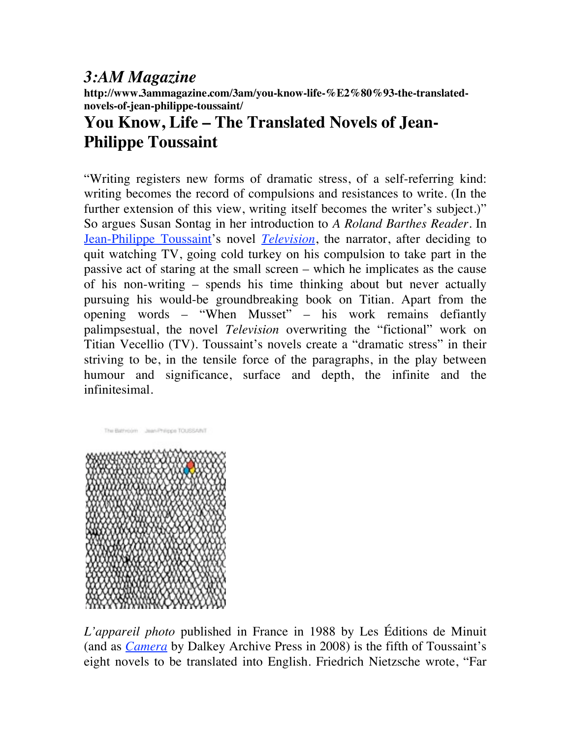# *3:AM Magazine*

**http://www.3ammagazine.com/3am/you-know-life-%E2%80%93-the-translated-novels-of-jean-philippe-toussaint/**

## You Know, Life – The Translated Novels of Jean-Philippe Toussaint

"Writing registers new forms of dramatic stress, of a self-referring kind: writing becomes the record of compulsions and resistances to write. (In the further extension of this view, writing itself becomes the writer's subject.)" So argues Susan Sontag in her introduction to *A Roland Barthes Reader*. In Jean-Philippe Toussaint's novel *Television*, the narrator, after deciding to quit watching TV, going cold turkey on his compulsion to take part in the passive act of staring at the small screen – which he implicates as the cause of his non-writing – spends his time thinking about but never actually pursuing his would-be groundbreaking book on Titian. Apart from the opening words – "When Musset" – his work remains defiantly palimpsestual, the novel *Television* overwriting the "fictional" work on Titian Vecellio (TV). Toussaint's novels create a "dramatic stress" in their striving to be, in the tensile force of the paragraphs, in the play between humour and significance, surface and depth, the infinite and the infinitesimal.

*L'appareil photo* published in France in 1988 by Les Éditions de Minuit (and as *Camera* by Dalkey Archive Press in 2008) is the fifth of Toussaint's eight novels to be translated into English. Friedrich Nietzsche wrote, "Far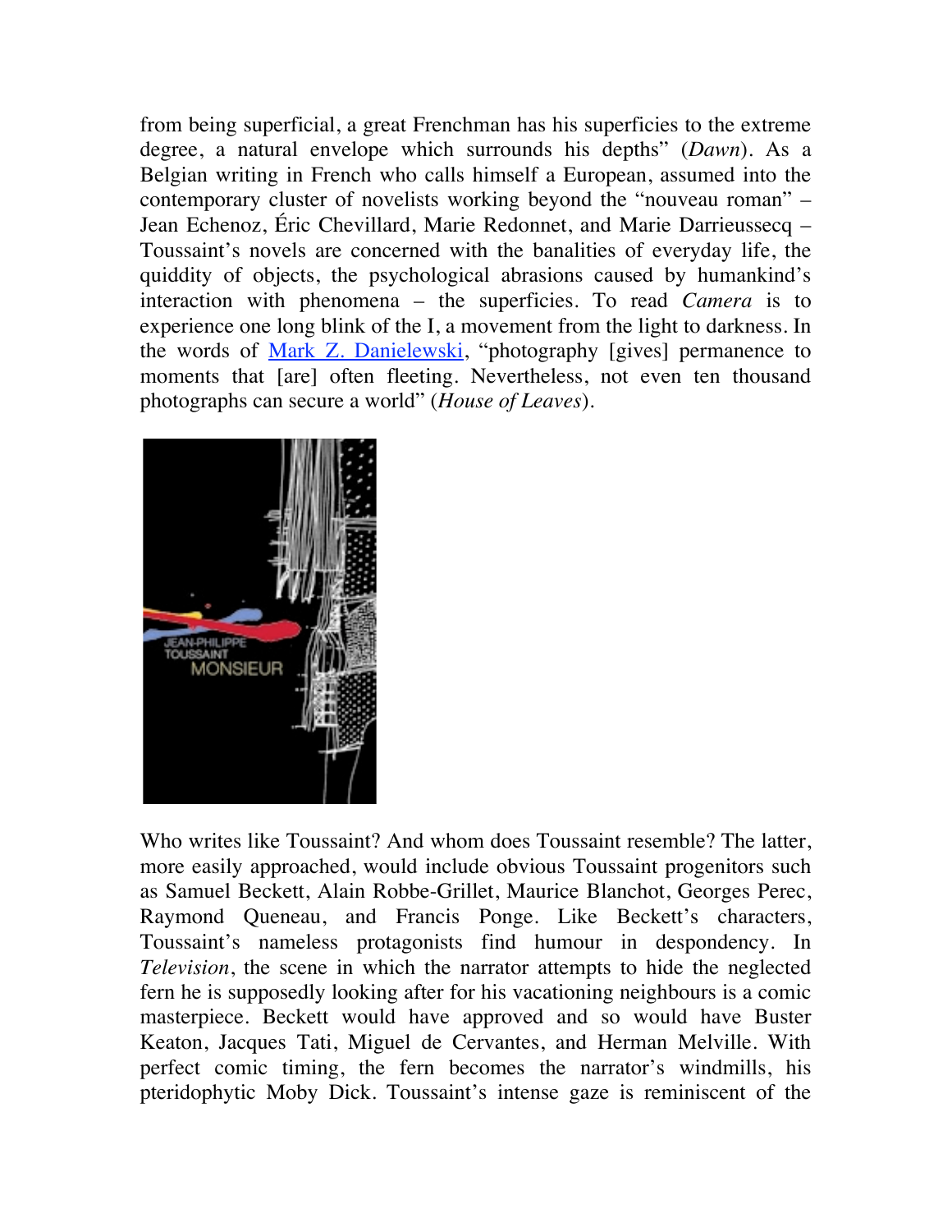from being superficial, a great Frenchman has his superficies to the extreme degree, a natural envelope which surrounds his depths" (*Dawn*). As a Belgian writing in French who calls himself a European, assumed into the contemporary cluster of novelists working beyond the "nouveau roman" – Jean Echenoz, Éric Chevillard, Marie Redonnet, and Marie Darrieussecq – Toussaint's novels are concerned with the banalities of everyday life, the quiddity of objects, the psychological abrasions caused by humankind's interaction with phenomena – the superficies. To read *Camera* is to experience one long blink of the I, a movement from the light to darkness. In the words of Mark Z. Danielewski, "photography [gives] permanence to moments that [are] often fleeting. Nevertheless, not even ten thousand photographs can secure a world" (*House of Leaves*).

Who writes like Toussaint? And whom does Toussaint resemble? The latter, more easily approached, would include obvious Toussaint progenitors such as Samuel Beckett, Alain Robbe-Grillet, Maurice Blanchot, Georges Perec, Raymond Queneau, and Francis Ponge. Like Beckett's characters, Toussaint's nameless protagonists find humour in despondency. In *Television*, the scene in which the narrator attempts to hide the neglected fern he is supposedly looking after for his vacationing neighbours is a comic masterpiece. Beckett would have approved and so would have Buster Keaton, Jacques Tati, Miguel de Cervantes, and Herman Melville. With perfect comic timing, the fern becomes the narrator's windmills, his pteridophytic Moby Dick. Toussaint's intense gaze is reminiscent of the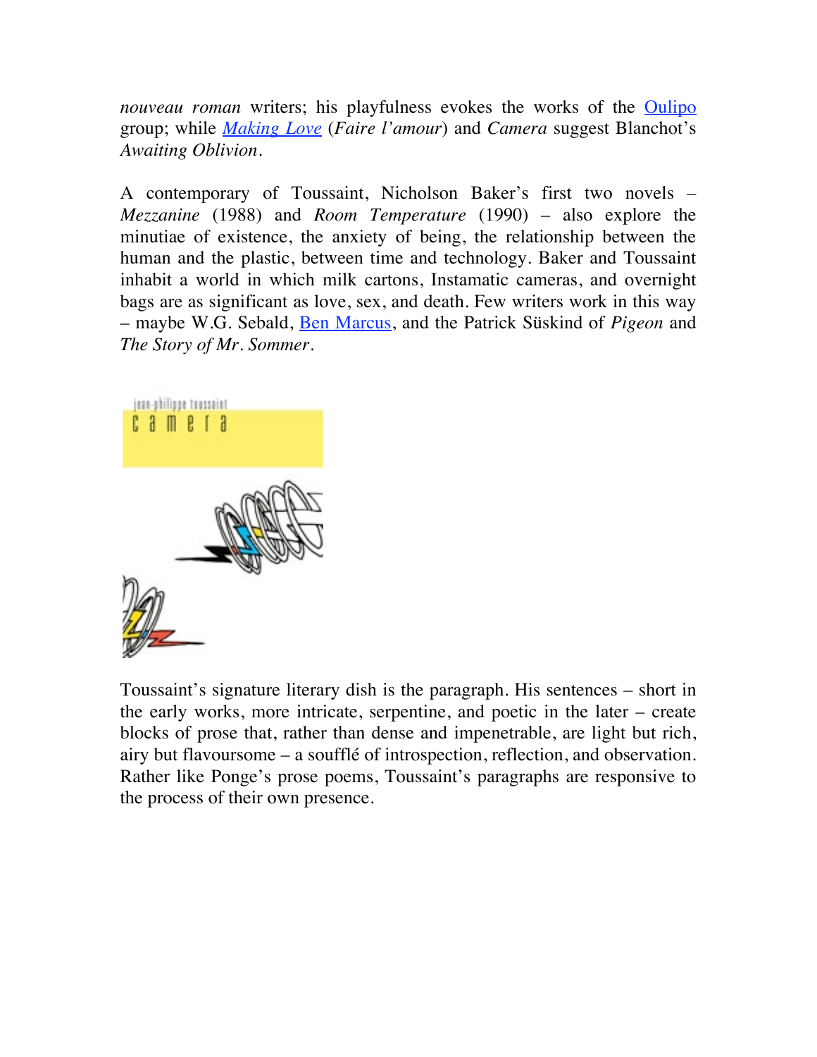*nouveau roman* writers; his playfulness evokes the works of the Oulipo group; while *Making Love* (*Faire l'amour*) and *Camera* suggest Blanchot's *Awaiting Oblivion*.

A contemporary of Toussaint, Nicholson Baker's first two novels – *Mezzanine* (1988) and *Room Temperature* (1990) – also explore the minutiae of existence, the anxiety of being, the relationship between the human and the plastic, between time and technology. Baker and Toussaint inhabit a world in which milk cartons, Instamatic cameras, and overnight bags are as significant as love, sex, and death. Few writers work in this way – maybe W.G. Sebald, Ben Marcus, and the Patrick Süskind of *Pigeon* and *The Story of Mr. Sommer*.

Toussaint's signature literary dish is the paragraph. His sentences – short in the early works, more intricate, serpentine, and poetic in the later – create blocks of prose that, rather than dense and impenetrable, are light but rich, airy but flavoursome – a soufflé of introspection, reflection, and observation. Rather like Ponge's prose poems, Toussaint's paragraphs are responsive to the process of their own presence.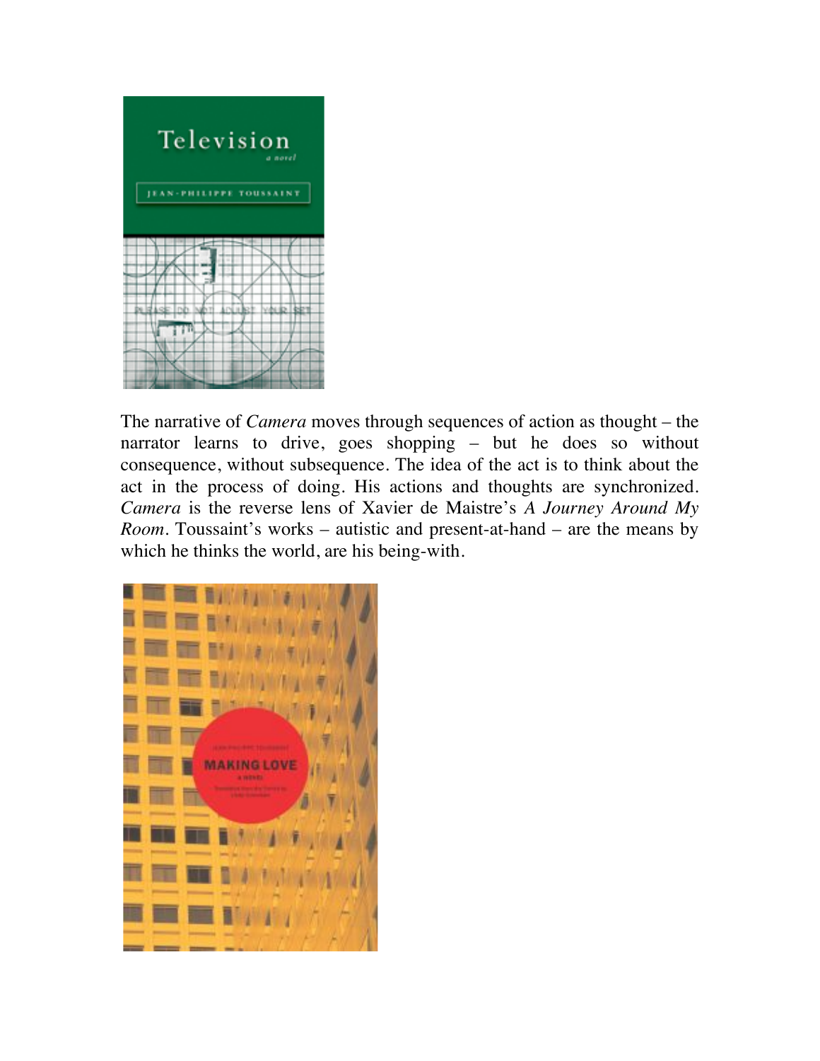The narrative of *Camera* moves through sequences of action as thought – the narrator learns to drive, goes shopping – but he does so without consequence, without subsequence. The idea of the act is to think about the act in the process of doing. His actions and thoughts are synchronized. *Camera* is the reverse lens of Xavier de Maistre's *A Journey Around My Room*. Toussaint's works – autistic and present-at-hand – are the means by which he thinks the world, are his being-with.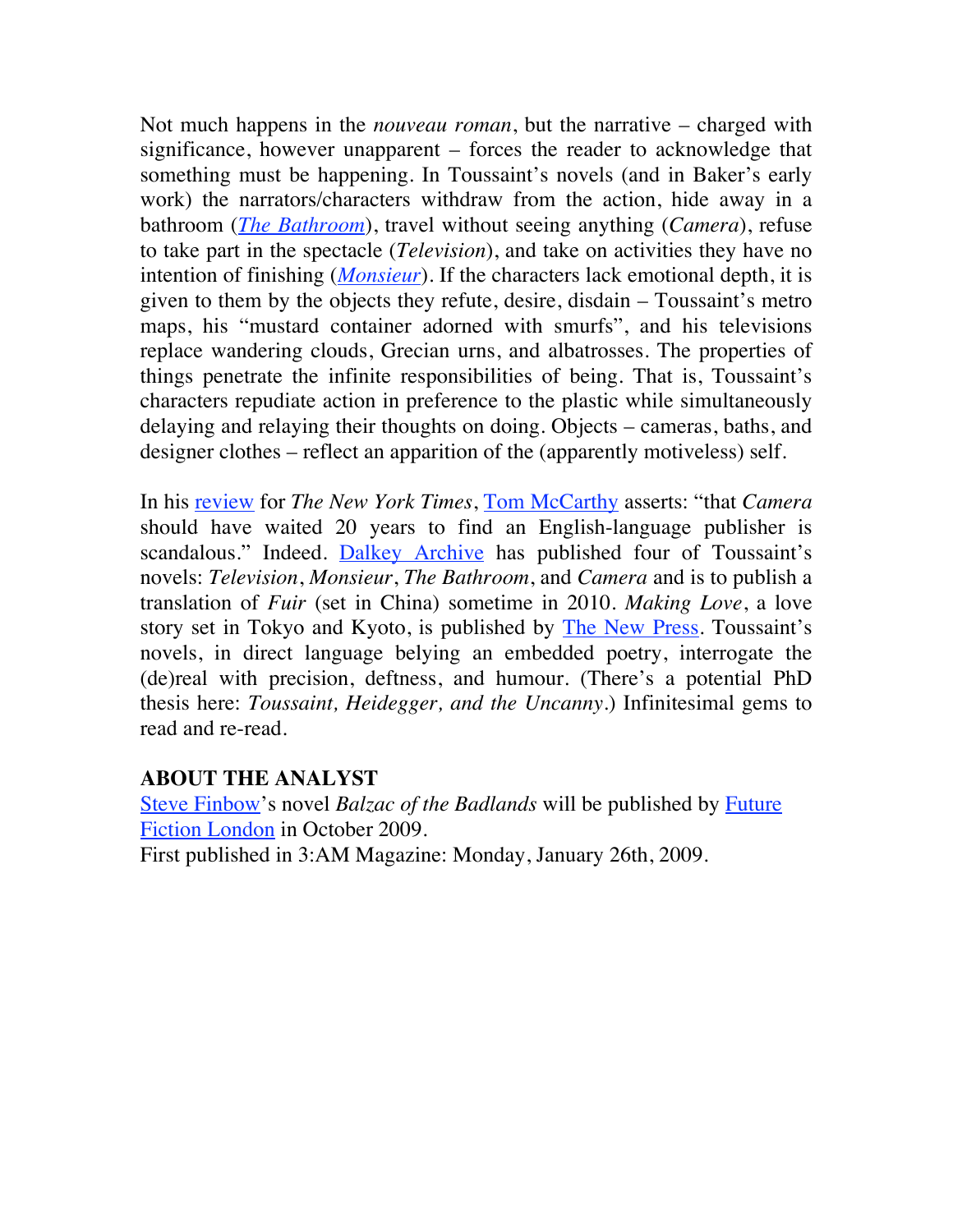Not much happens in the *nouveau roman*, but the narrative – charged with significance, however unapparent – forces the reader to acknowledge that something must be happening. In Toussaint's novels (and in Baker's early work) the narrators/characters withdraw from the action, hide away in a bathroom (*The Bathroom*), travel without seeing anything (*Camera*), refuse to take part in the spectacle (*Television*), and take on activities they have no intention of finishing (*Monsieur*). If the characters lack emotional depth, it is given to them by the objects they refute, desire, disdain – Toussaint's metro maps, his "mustard container adorned with smurfs", and his televisions replace wandering clouds, Grecian urns, and albatrosses. The properties of things penetrate the infinite responsibilities of being. That is, Toussaint's characters repudiate action in preference to the plastic while simultaneously delaying and relaying their thoughts on doing. Objects – cameras, baths, and designer clothes – reflect an apparition of the (apparently motiveless) self.

In his review for *The New York Times*, Tom McCarthy asserts: "that *Camera* should have waited 20 years to find an English-language publisher is scandalous." Indeed. Dalkey Archive has published four of Toussaint's novels: *Television*, *Monsieur*, *The Bathroom*, and *Camera* and is to publish a translation of *Fuir* (set in China) sometime in 2010. *Making Love*, a love story set in Tokyo and Kyoto, is published by The New Press. Toussaint's novels, in direct language belying an embedded poetry, interrogate the (de)real with precision, deftness, and humour. (There's a potential PhD thesis here: *Toussaint, Heidegger, and the Uncanny*.) Infinitesimal gems to read and re-read.

**ABOUT THE ANALYST**

Steve Finbow's novel *Balzac of the Badlands* will be published by Future Fiction London in October 2009.

First published in 3:AM Magazine: Monday, January 26th, 2009.